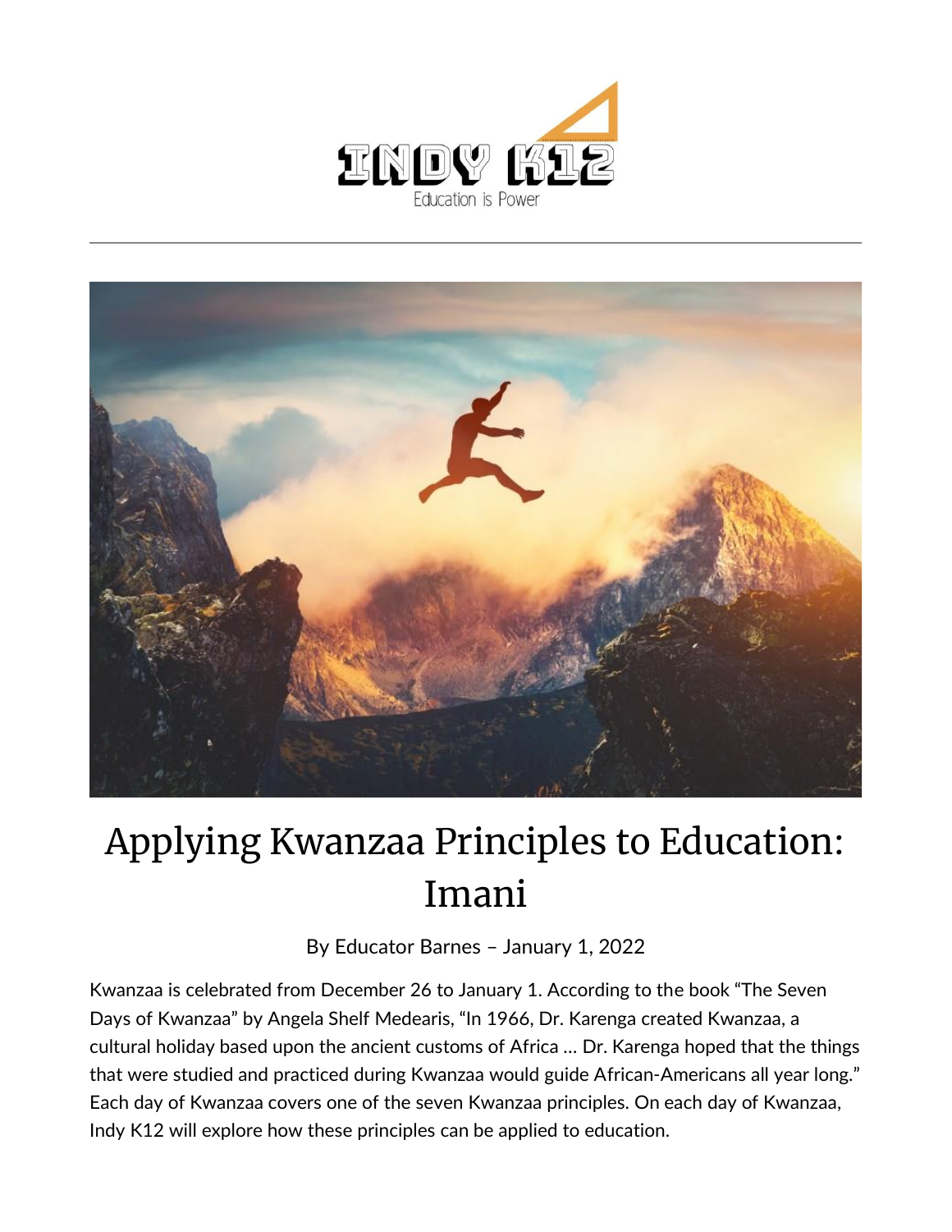# Applying Kwanzaa Principles to Education: Imani

By Educator Barnes – January 1, 2022

Kwanzaa is celebrated from December 26 to January 1. According to the book "The Seven Days of Kwanzaa" by Angela Shelf Medearis, "In 1966, Dr. Karenga created Kwanzaa, a cultural holiday based upon the ancient customs of Africa … Dr. Karenga hoped that the things that were studied and practiced during Kwanzaa would guide African-Americans all year long." Each day of Kwanzaa covers one of the seven Kwanzaa principles. On each day of Kwanzaa, Indy K12 will explore how these principles can be applied to education.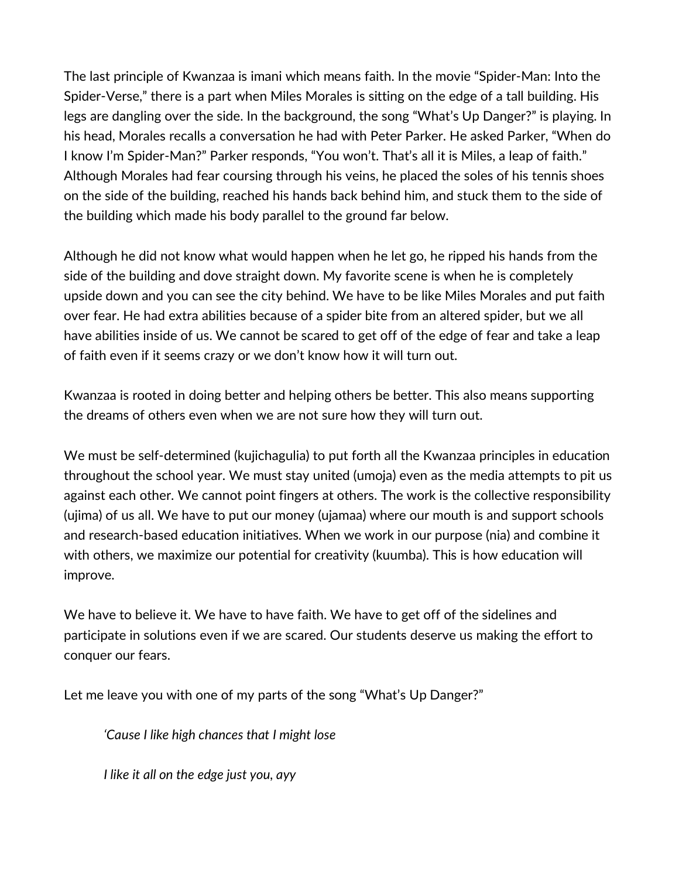The last principle of Kwanzaa is imani which means faith. In the movie "Spider-Man: Into the Spider-Verse," there is a part when Miles Morales is sitting on the edge of a tall building. His legs are dangling over the side. In the background, the song "What's Up Danger?" is playing. In his head, Morales recalls a conversation he had with Peter Parker. He asked Parker, "When do I know I'm Spider-Man?" Parker responds, "You won't. That's all it is Miles, a leap of faith." Although Morales had fear coursing through his veins, he placed the soles of his tennis shoes on the side of the building, reached his hands back behind him, and stuck them to the side of the building which made his body parallel to the ground far below.

Although he did not know what would happen when he let go, he ripped his hands from the side of the building and dove straight down. My favorite scene is when he is completely upside down and you can see the city behind. We have to be like Miles Morales and put faith over fear. He had extra abilities because of a spider bite from an altered spider, but we all have abilities inside of us. We cannot be scared to get off of the edge of fear and take a leap of faith even if it seems crazy or we don't know how it will turn out.

Kwanzaa is rooted in doing better and helping others be better. This also means supporting the dreams of others even when we are not sure how they will turn out.

We must be self-determined (kujichagulia) to put forth all the Kwanzaa principles in education throughout the school year. We must stay united (umoja) even as the media attempts to pit us against each other. We cannot point fingers at others. The work is the collective responsibility (ujima) of us all. We have to put our money (ujamaa) where our mouth is and support schools and research-based education initiatives. When we work in our purpose (nia) and combine it with others, we maximize our potential for creativity (kuumba). This is how education will improve.

We have to believe it. We have to have faith. We have to get off of the sidelines and participate in solutions even if we are scared. Our students deserve us making the effort to conquer our fears.

Let me leave you with one of my parts of the song "What's Up Danger?"

> *'Cause I like high chances that I might lose*
>
> *I like it all on the edge just you, ayy*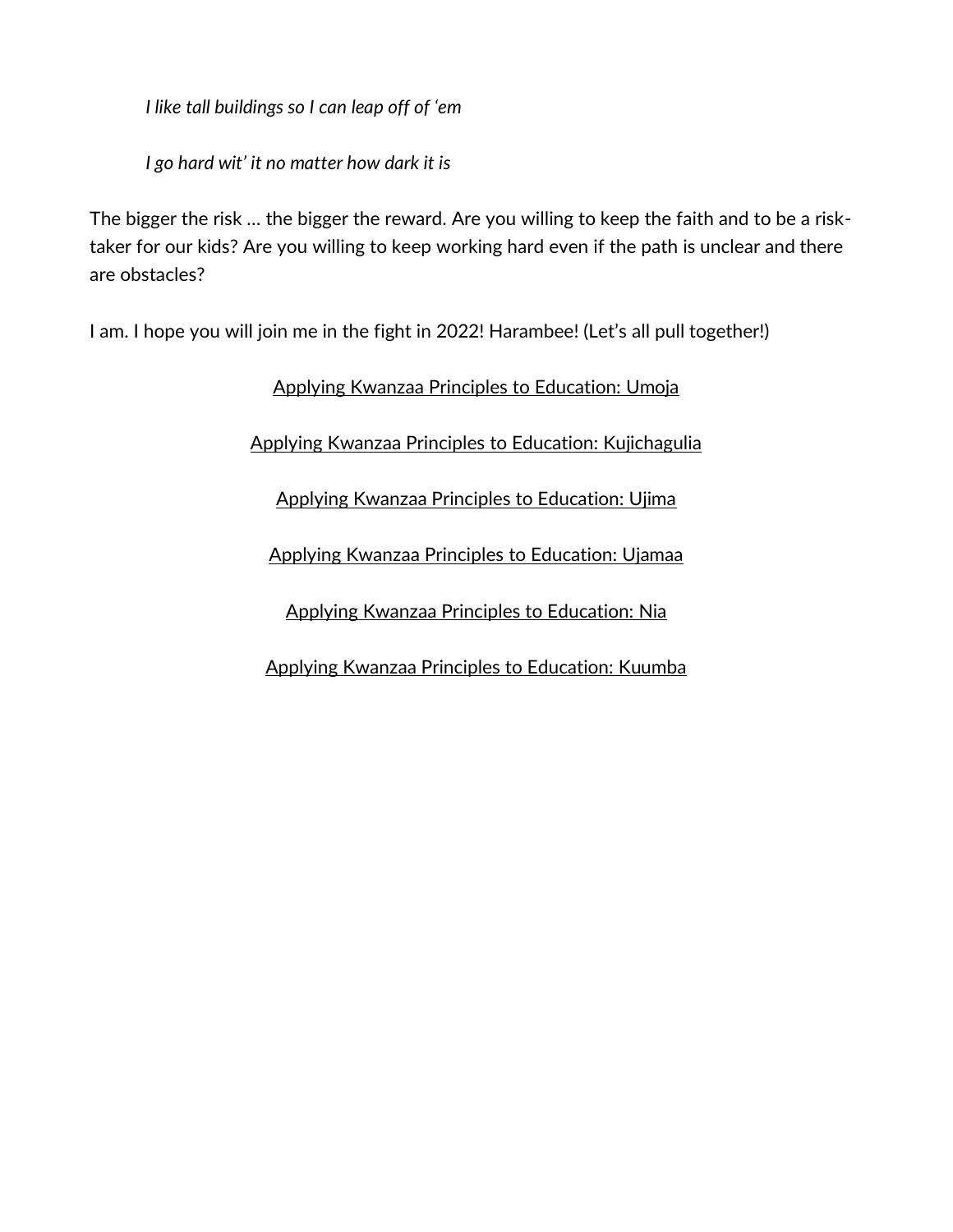*I like tall buildings so I can leap off of 'em*

*I go hard wit' it no matter how dark it is*

The bigger the risk … the bigger the reward. Are you willing to keep the faith and to be a risk-taker for our kids? Are you willing to keep working hard even if the path is unclear and there are obstacles?

I am. I hope you will join me in the fight in 2022! Harambee! (Let's all pull together!)

Applying Kwanzaa Principles to Education: Umoja

Applying Kwanzaa Principles to Education: Kujichagulia

Applying Kwanzaa Principles to Education: Ujima

Applying Kwanzaa Principles to Education: Ujamaa

Applying Kwanzaa Principles to Education: Nia

Applying Kwanzaa Principles to Education: Kuumba